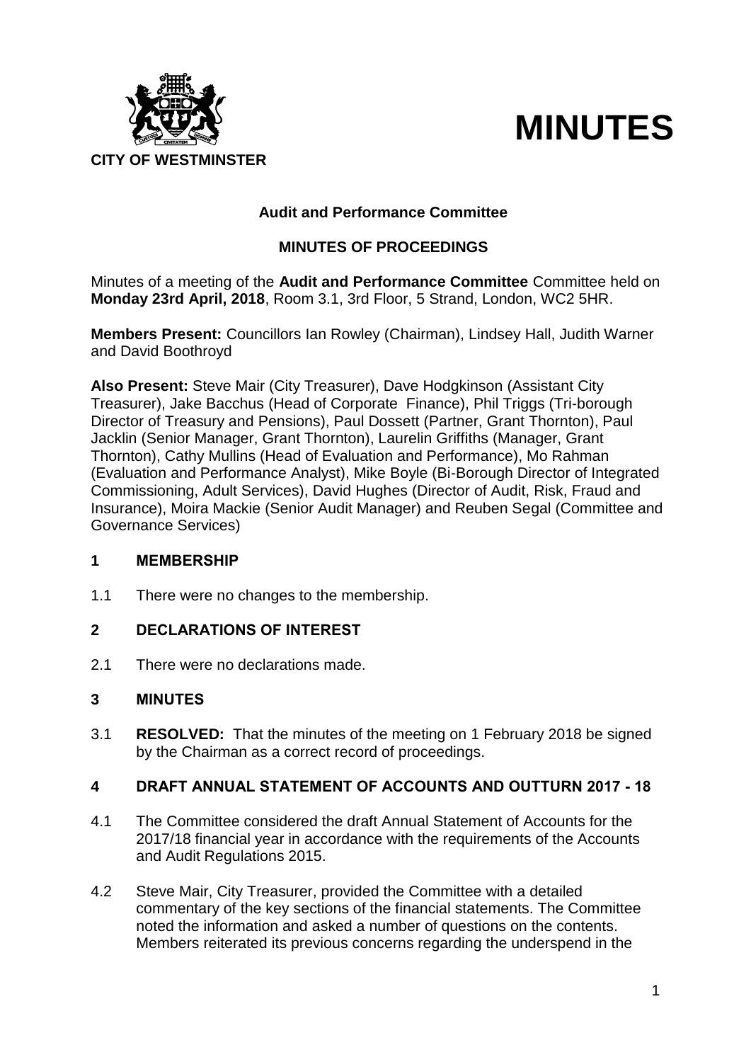**CITY OF WESTMINSTER**

# MINUTES

## Audit and Performance Committee

### MINUTES OF PROCEEDINGS

Minutes of a meeting of the **Audit and Performance Committee** Committee held on **Monday 23rd April, 2018**, Room 3.1, 3rd Floor, 5 Strand, London, WC2 5HR.

**Members Present:** Councillors Ian Rowley (Chairman), Lindsey Hall, Judith Warner and David Boothroyd

**Also Present:** Steve Mair (City Treasurer), Dave Hodgkinson (Assistant City Treasurer), Jake Bacchus (Head of Corporate Finance), Phil Triggs (Tri-borough Director of Treasury and Pensions), Paul Dossett (Partner, Grant Thornton), Paul Jacklin (Senior Manager, Grant Thornton), Laurelin Griffiths (Manager, Grant Thornton), Cathy Mullins (Head of Evaluation and Performance), Mo Rahman (Evaluation and Performance Analyst), Mike Boyle (Bi-Borough Director of Integrated Commissioning, Adult Services), David Hughes (Director of Audit, Risk, Fraud and Insurance), Moira Mackie (Senior Audit Manager) and Reuben Segal (Committee and Governance Services)

### 1 MEMBERSHIP

1.1 There were no changes to the membership.

### 2 DECLARATIONS OF INTEREST

2.1 There were no declarations made.

### 3 MINUTES

3.1 **RESOLVED:** That the minutes of the meeting on 1 February 2018 be signed by the Chairman as a correct record of proceedings.

### 4 DRAFT ANNUAL STATEMENT OF ACCOUNTS AND OUTTURN 2017 - 18

4.1 The Committee considered the draft Annual Statement of Accounts for the 2017/18 financial year in accordance with the requirements of the Accounts and Audit Regulations 2015.

4.2 Steve Mair, City Treasurer, provided the Committee with a detailed commentary of the key sections of the financial statements. The Committee noted the information and asked a number of questions on the contents. Members reiterated its previous concerns regarding the underspend in the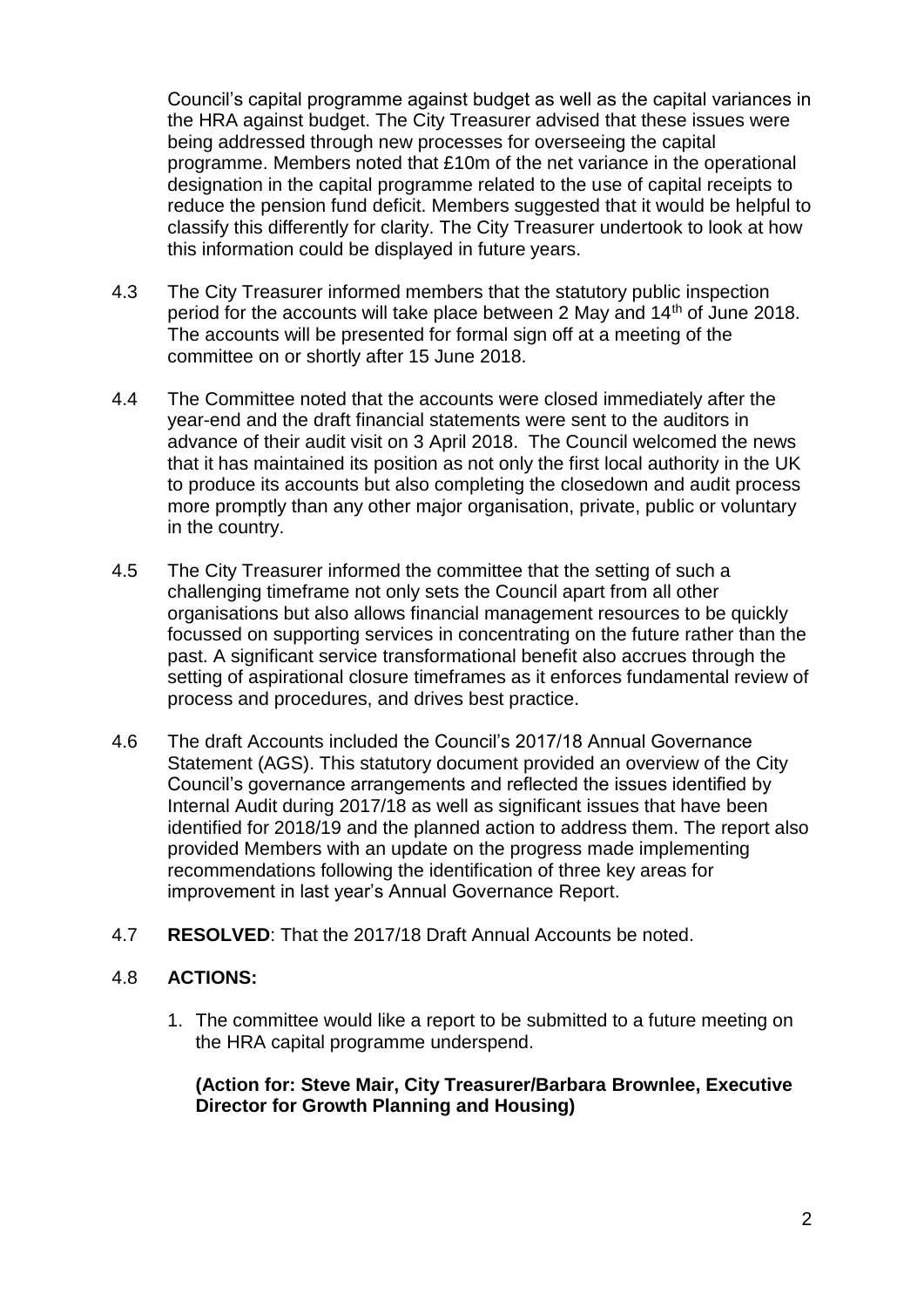Council's capital programme against budget as well as the capital variances in the HRA against budget. The City Treasurer advised that these issues were being addressed through new processes for overseeing the capital programme. Members noted that £10m of the net variance in the operational designation in the capital programme related to the use of capital receipts to reduce the pension fund deficit. Members suggested that it would be helpful to classify this differently for clarity. The City Treasurer undertook to look at how this information could be displayed in future years.

4.3 The City Treasurer informed members that the statutory public inspection period for the accounts will take place between 2 May and 14th of June 2018. The accounts will be presented for formal sign off at a meeting of the committee on or shortly after 15 June 2018.

4.4 The Committee noted that the accounts were closed immediately after the year-end and the draft financial statements were sent to the auditors in advance of their audit visit on 3 April 2018. The Council welcomed the news that it has maintained its position as not only the first local authority in the UK to produce its accounts but also completing the closedown and audit process more promptly than any other major organisation, private, public or voluntary in the country.

4.5 The City Treasurer informed the committee that the setting of such a challenging timeframe not only sets the Council apart from all other organisations but also allows financial management resources to be quickly focussed on supporting services in concentrating on the future rather than the past. A significant service transformational benefit also accrues through the setting of aspirational closure timeframes as it enforces fundamental review of process and procedures, and drives best practice.

4.6 The draft Accounts included the Council's 2017/18 Annual Governance Statement (AGS). This statutory document provided an overview of the City Council's governance arrangements and reflected the issues identified by Internal Audit during 2017/18 as well as significant issues that have been identified for 2018/19 and the planned action to address them. The report also provided Members with an update on the progress made implementing recommendations following the identification of three key areas for improvement in last year's Annual Governance Report.

4.7 **RESOLVED**: That the 2017/18 Draft Annual Accounts be noted.

4.8 **ACTIONS:**

1. The committee would like a report to be submitted to a future meeting on the HRA capital programme underspend.

   **(Action for: Steve Mair, City Treasurer/Barbara Brownlee, Executive Director for Growth Planning and Housing)**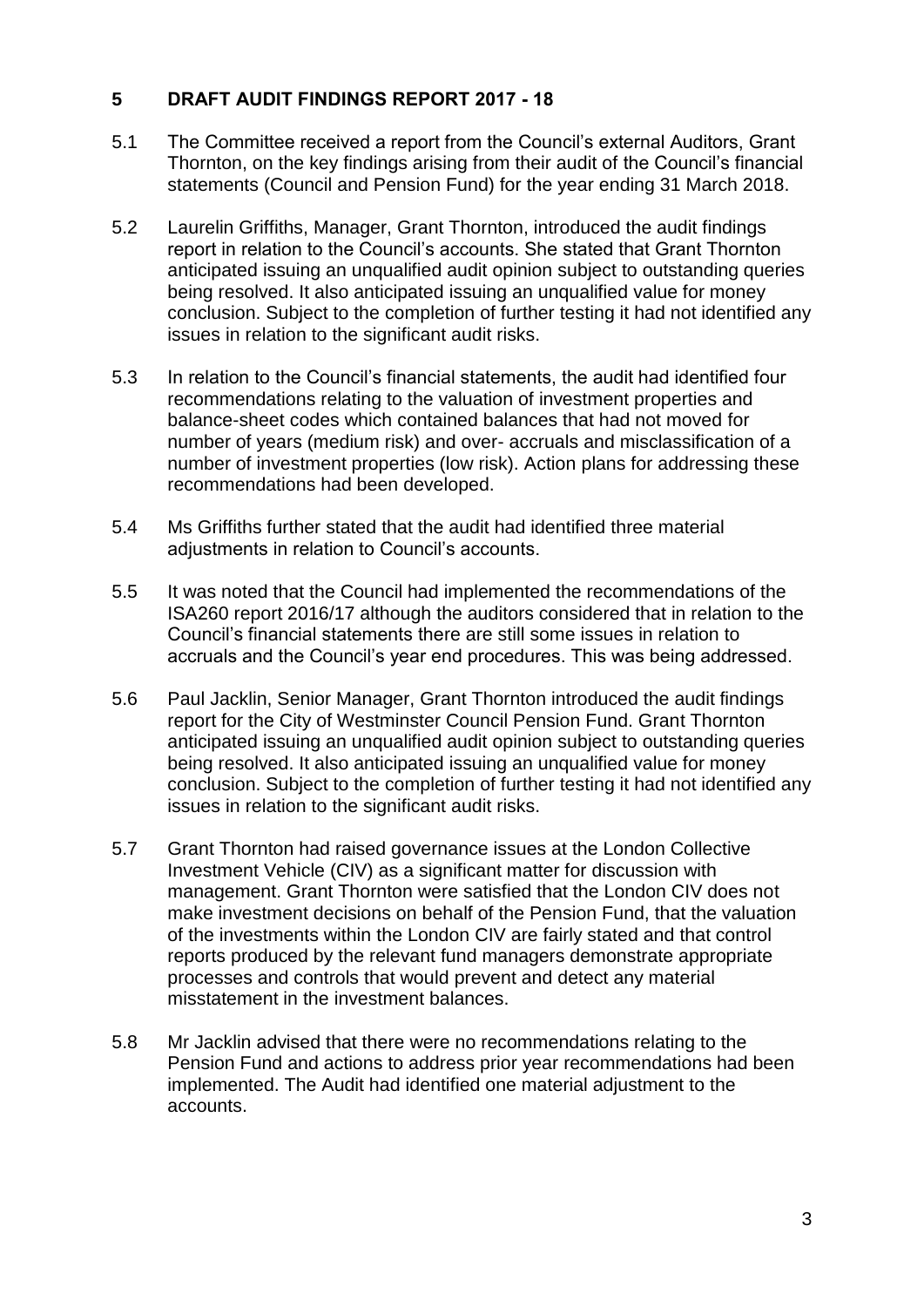## 5 DRAFT AUDIT FINDINGS REPORT 2017 - 18

5.1 The Committee received a report from the Council's external Auditors, Grant Thornton, on the key findings arising from their audit of the Council's financial statements (Council and Pension Fund) for the year ending 31 March 2018.

5.2 Laurelin Griffiths, Manager, Grant Thornton, introduced the audit findings report in relation to the Council's accounts. She stated that Grant Thornton anticipated issuing an unqualified audit opinion subject to outstanding queries being resolved. It also anticipated issuing an unqualified value for money conclusion. Subject to the completion of further testing it had not identified any issues in relation to the significant audit risks.

5.3 In relation to the Council's financial statements, the audit had identified four recommendations relating to the valuation of investment properties and balance-sheet codes which contained balances that had not moved for number of years (medium risk) and over- accruals and misclassification of a number of investment properties (low risk). Action plans for addressing these recommendations had been developed.

5.4 Ms Griffiths further stated that the audit had identified three material adjustments in relation to Council's accounts.

5.5 It was noted that the Council had implemented the recommendations of the ISA260 report 2016/17 although the auditors considered that in relation to the Council's financial statements there are still some issues in relation to accruals and the Council's year end procedures. This was being addressed.

5.6 Paul Jacklin, Senior Manager, Grant Thornton introduced the audit findings report for the City of Westminster Council Pension Fund. Grant Thornton anticipated issuing an unqualified audit opinion subject to outstanding queries being resolved. It also anticipated issuing an unqualified value for money conclusion. Subject to the completion of further testing it had not identified any issues in relation to the significant audit risks.

5.7 Grant Thornton had raised governance issues at the London Collective Investment Vehicle (CIV) as a significant matter for discussion with management. Grant Thornton were satisfied that the London CIV does not make investment decisions on behalf of the Pension Fund, that the valuation of the investments within the London CIV are fairly stated and that control reports produced by the relevant fund managers demonstrate appropriate processes and controls that would prevent and detect any material misstatement in the investment balances.

5.8 Mr Jacklin advised that there were no recommendations relating to the Pension Fund and actions to address prior year recommendations had been implemented. The Audit had identified one material adjustment to the accounts.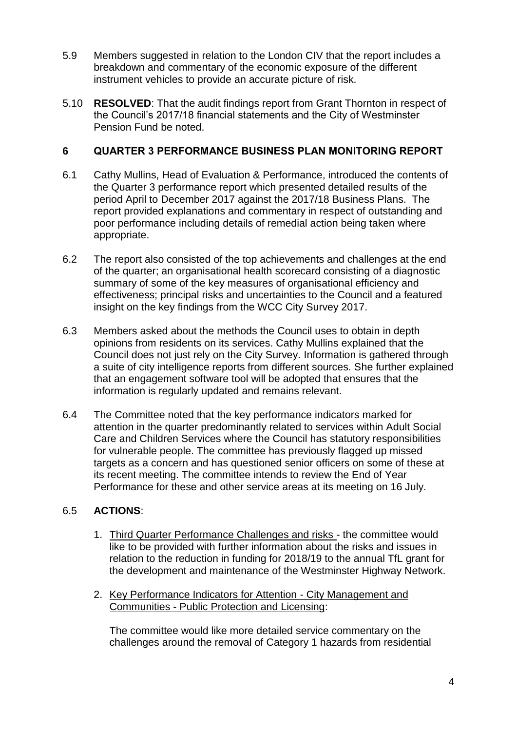5.9 Members suggested in relation to the London CIV that the report includes a breakdown and commentary of the economic exposure of the different instrument vehicles to provide an accurate picture of risk.

5.10 **RESOLVED**: That the audit findings report from Grant Thornton in respect of the Council's 2017/18 financial statements and the City of Westminster Pension Fund be noted.

## 6 QUARTER 3 PERFORMANCE BUSINESS PLAN MONITORING REPORT

6.1 Cathy Mullins, Head of Evaluation & Performance, introduced the contents of the Quarter 3 performance report which presented detailed results of the period April to December 2017 against the 2017/18 Business Plans. The report provided explanations and commentary in respect of outstanding and poor performance including details of remedial action being taken where appropriate.

6.2 The report also consisted of the top achievements and challenges at the end of the quarter; an organisational health scorecard consisting of a diagnostic summary of some of the key measures of organisational efficiency and effectiveness; principal risks and uncertainties to the Council and a featured insight on the key findings from the WCC City Survey 2017.

6.3 Members asked about the methods the Council uses to obtain in depth opinions from residents on its services. Cathy Mullins explained that the Council does not just rely on the City Survey. Information is gathered through a suite of city intelligence reports from different sources. She further explained that an engagement software tool will be adopted that ensures that the information is regularly updated and remains relevant.

6.4 The Committee noted that the key performance indicators marked for attention in the quarter predominantly related to services within Adult Social Care and Children Services where the Council has statutory responsibilities for vulnerable people. The committee has previously flagged up missed targets as a concern and has questioned senior officers on some of these at its recent meeting. The committee intends to review the End of Year Performance for these and other service areas at its meeting on 16 July.

6.5 **ACTIONS**:

1. <u>Third Quarter Performance Challenges and risks</u> - the committee would like to be provided with further information about the risks and issues in relation to the reduction in funding for 2018/19 to the annual TfL grant for the development and maintenance of the Westminster Highway Network.

2. <u>Key Performance Indicators for Attention - City Management and Communities - Public Protection and Licensing</u>:

   The committee would like more detailed service commentary on the challenges around the removal of Category 1 hazards from residential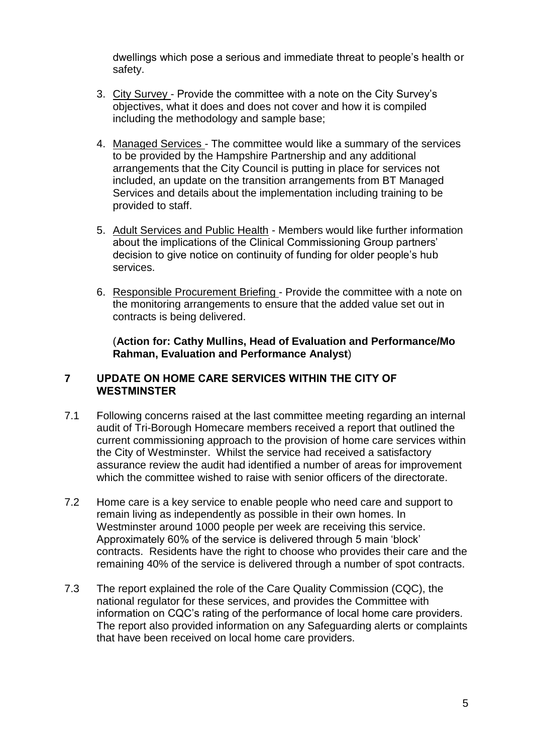dwellings which pose a serious and immediate threat to people's health or safety.

3. <u>City Survey</u> - Provide the committee with a note on the City Survey's objectives, what it does and does not cover and how it is compiled including the methodology and sample base;

4. <u>Managed Services</u> - The committee would like a summary of the services to be provided by the Hampshire Partnership and any additional arrangements that the City Council is putting in place for services not included, an update on the transition arrangements from BT Managed Services and details about the implementation including training to be provided to staff.

5. <u>Adult Services and Public Health</u> - Members would like further information about the implications of the Clinical Commissioning Group partners' decision to give notice on continuity of funding for older people's hub services.

6. <u>Responsible Procurement Briefing</u> - Provide the committee with a note on the monitoring arrangements to ensure that the added value set out in contracts is being delivered.

(**Action for: Cathy Mullins, Head of Evaluation and Performance/Mo Rahman, Evaluation and Performance Analyst**)

## 7 UPDATE ON HOME CARE SERVICES WITHIN THE CITY OF WESTMINSTER

7.1 Following concerns raised at the last committee meeting regarding an internal audit of Tri-Borough Homecare members received a report that outlined the current commissioning approach to the provision of home care services within the City of Westminster. Whilst the service had received a satisfactory assurance review the audit had identified a number of areas for improvement which the committee wished to raise with senior officers of the directorate.

7.2 Home care is a key service to enable people who need care and support to remain living as independently as possible in their own homes. In Westminster around 1000 people per week are receiving this service. Approximately 60% of the service is delivered through 5 main 'block' contracts. Residents have the right to choose who provides their care and the remaining 40% of the service is delivered through a number of spot contracts.

7.3 The report explained the role of the Care Quality Commission (CQC), the national regulator for these services, and provides the Committee with information on CQC's rating of the performance of local home care providers. The report also provided information on any Safeguarding alerts or complaints that have been received on local home care providers.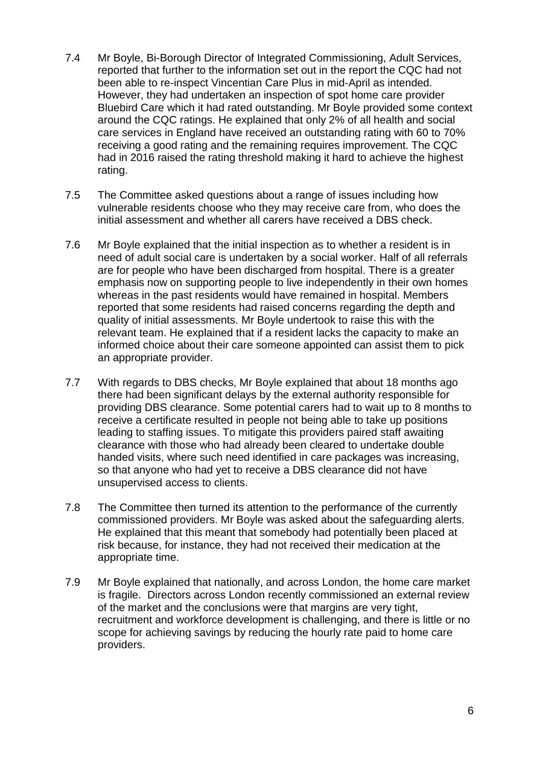7.4 Mr Boyle, Bi-Borough Director of Integrated Commissioning, Adult Services, reported that further to the information set out in the report the CQC had not been able to re-inspect Vincentian Care Plus in mid-April as intended. However, they had undertaken an inspection of spot home care provider Bluebird Care which it had rated outstanding. Mr Boyle provided some context around the CQC ratings. He explained that only 2% of all health and social care services in England have received an outstanding rating with 60 to 70% receiving a good rating and the remaining requires improvement. The CQC had in 2016 raised the rating threshold making it hard to achieve the highest rating.

7.5 The Committee asked questions about a range of issues including how vulnerable residents choose who they may receive care from, who does the initial assessment and whether all carers have received a DBS check.

7.6 Mr Boyle explained that the initial inspection as to whether a resident is in need of adult social care is undertaken by a social worker. Half of all referrals are for people who have been discharged from hospital. There is a greater emphasis now on supporting people to live independently in their own homes whereas in the past residents would have remained in hospital. Members reported that some residents had raised concerns regarding the depth and quality of initial assessments. Mr Boyle undertook to raise this with the relevant team. He explained that if a resident lacks the capacity to make an informed choice about their care someone appointed can assist them to pick an appropriate provider.

7.7 With regards to DBS checks, Mr Boyle explained that about 18 months ago there had been significant delays by the external authority responsible for providing DBS clearance. Some potential carers had to wait up to 8 months to receive a certificate resulted in people not being able to take up positions leading to staffing issues. To mitigate this providers paired staff awaiting clearance with those who had already been cleared to undertake double handed visits, where such need identified in care packages was increasing, so that anyone who had yet to receive a DBS clearance did not have unsupervised access to clients.

7.8 The Committee then turned its attention to the performance of the currently commissioned providers. Mr Boyle was asked about the safeguarding alerts. He explained that this meant that somebody had potentially been placed at risk because, for instance, they had not received their medication at the appropriate time.

7.9 Mr Boyle explained that nationally, and across London, the home care market is fragile. Directors across London recently commissioned an external review of the market and the conclusions were that margins are very tight, recruitment and workforce development is challenging, and there is little or no scope for achieving savings by reducing the hourly rate paid to home care providers.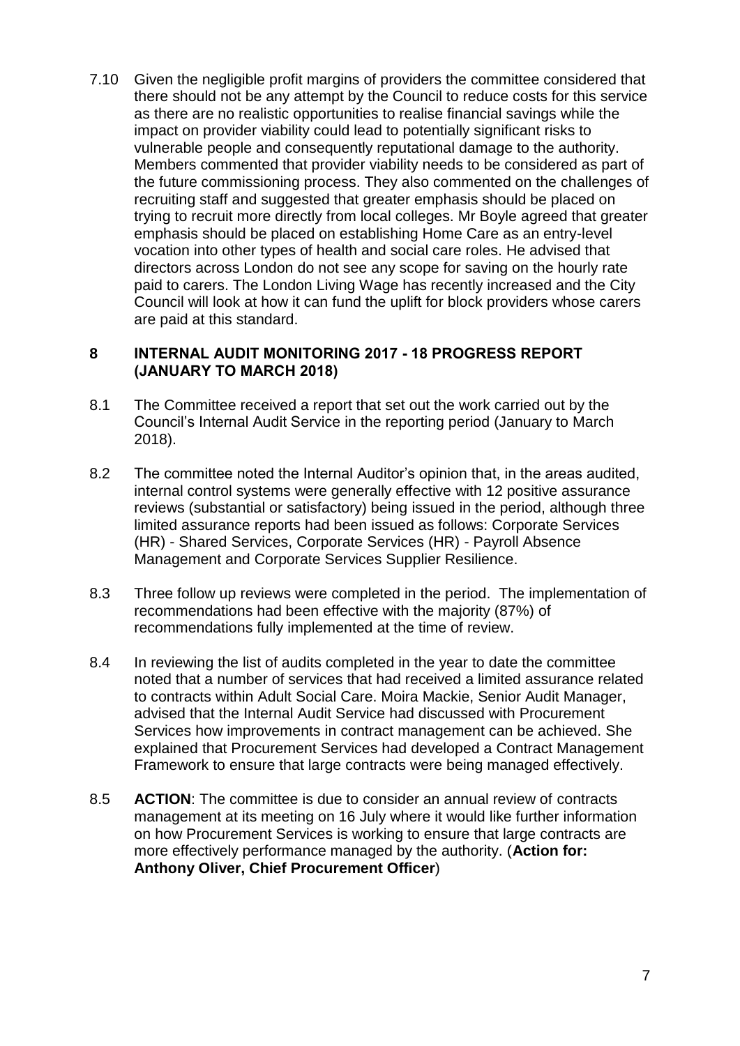7.10 Given the negligible profit margins of providers the committee considered that there should not be any attempt by the Council to reduce costs for this service as there are no realistic opportunities to realise financial savings while the impact on provider viability could lead to potentially significant risks to vulnerable people and consequently reputational damage to the authority. Members commented that provider viability needs to be considered as part of the future commissioning process. They also commented on the challenges of recruiting staff and suggested that greater emphasis should be placed on trying to recruit more directly from local colleges. Mr Boyle agreed that greater emphasis should be placed on establishing Home Care as an entry-level vocation into other types of health and social care roles. He advised that directors across London do not see any scope for saving on the hourly rate paid to carers. The London Living Wage has recently increased and the City Council will look at how it can fund the uplift for block providers whose carers are paid at this standard.

## 8 INTERNAL AUDIT MONITORING 2017 - 18 PROGRESS REPORT (JANUARY TO MARCH 2018)

8.1 The Committee received a report that set out the work carried out by the Council's Internal Audit Service in the reporting period (January to March 2018).

8.2 The committee noted the Internal Auditor's opinion that, in the areas audited, internal control systems were generally effective with 12 positive assurance reviews (substantial or satisfactory) being issued in the period, although three limited assurance reports had been issued as follows: Corporate Services (HR) - Shared Services, Corporate Services (HR) - Payroll Absence Management and Corporate Services Supplier Resilience.

8.3 Three follow up reviews were completed in the period. The implementation of recommendations had been effective with the majority (87%) of recommendations fully implemented at the time of review.

8.4 In reviewing the list of audits completed in the year to date the committee noted that a number of services that had received a limited assurance related to contracts within Adult Social Care. Moira Mackie, Senior Audit Manager, advised that the Internal Audit Service had discussed with Procurement Services how improvements in contract management can be achieved. She explained that Procurement Services had developed a Contract Management Framework to ensure that large contracts were being managed effectively.

8.5 **ACTION**: The committee is due to consider an annual review of contracts management at its meeting on 16 July where it would like further information on how Procurement Services is working to ensure that large contracts are more effectively performance managed by the authority. (**Action for: Anthony Oliver, Chief Procurement Officer**)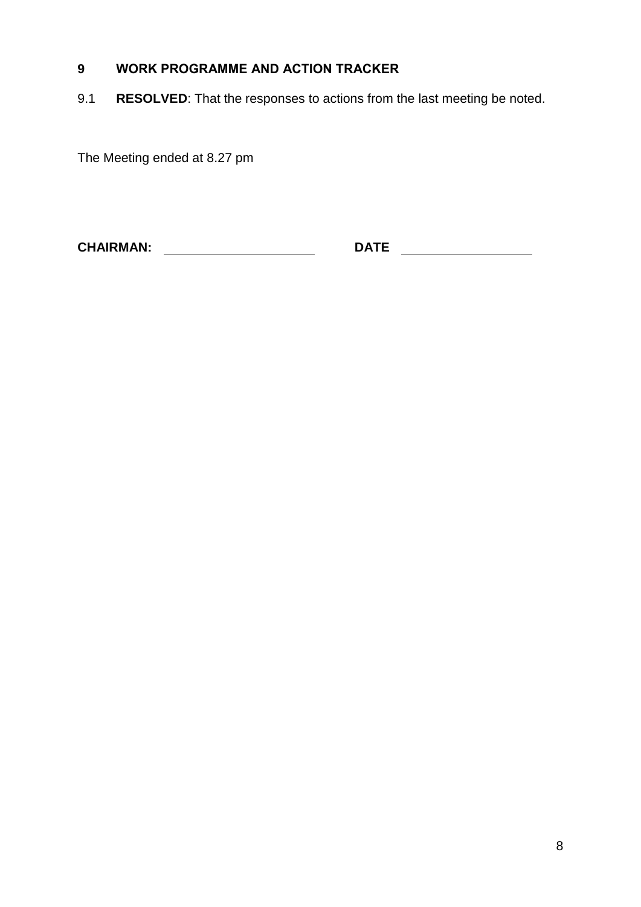## 9 WORK PROGRAMME AND ACTION TRACKER

9.1 **RESOLVED**: That the responses to actions from the last meeting be noted.

The Meeting ended at 8.27 pm

**CHAIRMAN:** ____________________ **DATE** ____________________